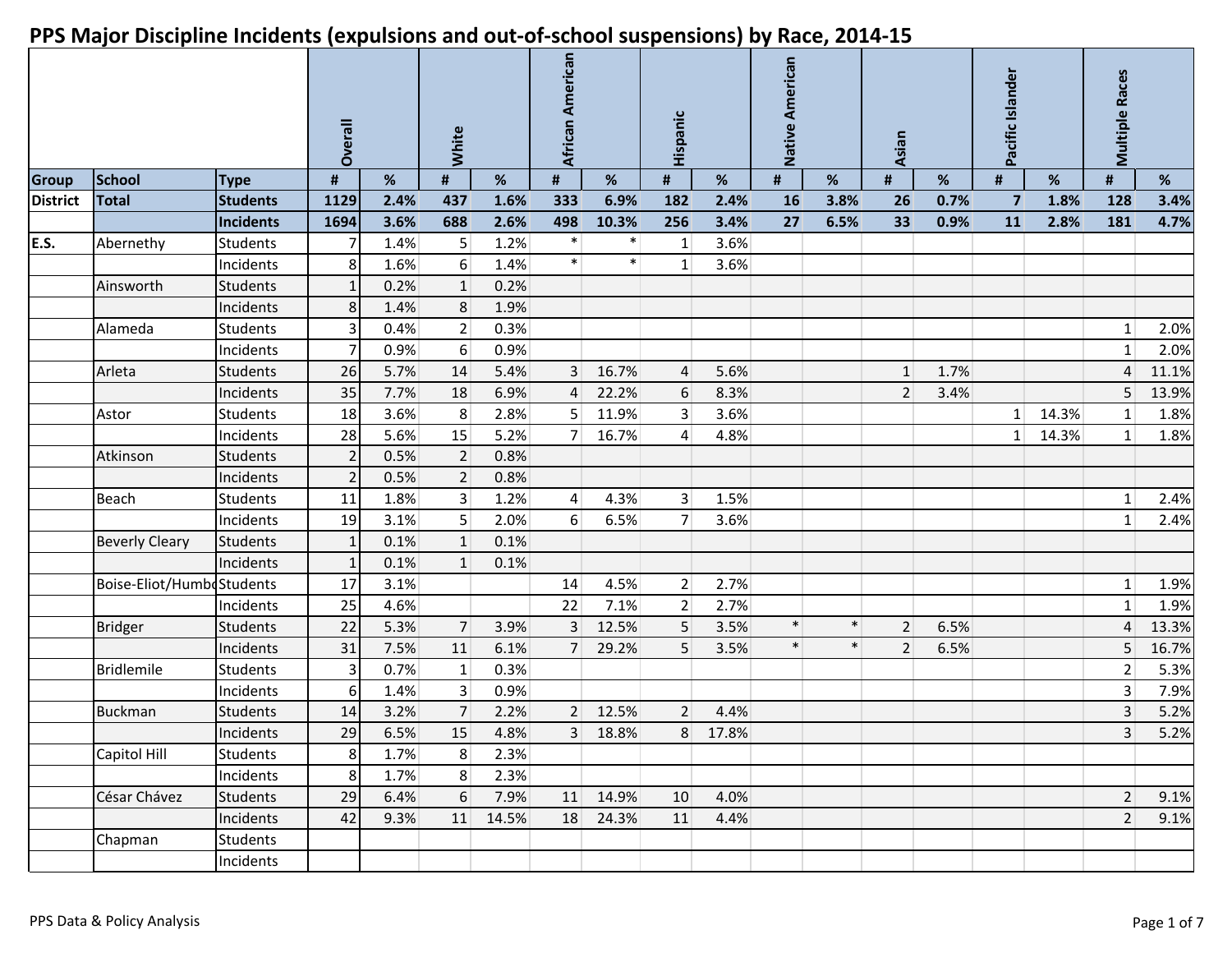# PPS Major Discipline Incidents (expulsions and out-of-school suspensions) by Race, 2014-15

| | | | Overall | | White | | African American | | Hispanic | | Native American | | Asian | | Pacific Islander | | Multiple Races | |
|---|---|---|---|---|---|---|---|---|---|---|---|---|---|---|---|---|---|---|
| **Group** | **School** | **Type** | **#** | **%** | **#** | **%** | **#** | **%** | **#** | **%** | **#** | **%** | **#** | **%** | **#** | **%** | **#** | **%** |
| **District** | **Total** | **Students** | **1129** | **2.4%** | **437** | **1.6%** | **333** | **6.9%** | **182** | **2.4%** | **16** | **3.8%** | **26** | **0.7%** | **7** | **1.8%** | **128** | **3.4%** |
| | | **Incidents** | **1694** | **3.6%** | **688** | **2.6%** | **498** | **10.3%** | **256** | **3.4%** | **27** | **6.5%** | **33** | **0.9%** | **11** | **2.8%** | **181** | **4.7%** |
| **E.S.** | Abernethy | Students | 7 | 1.4% | 5 | 1.2% | * | * | 1 | 3.6% | | | | | | | | |
| | | Incidents | 8 | 1.6% | 6 | 1.4% | * | * | 1 | 3.6% | | | | | | | | |
| | Ainsworth | Students | 1 | 0.2% | 1 | 0.2% | | | | | | | | | | | | |
| | | Incidents | 8 | 1.4% | 8 | 1.9% | | | | | | | | | | | | |
| | Alameda | Students | 3 | 0.4% | 2 | 0.3% | | | | | | | | | | | 1 | 2.0% |
| | | Incidents | 7 | 0.9% | 6 | 0.9% | | | | | | | | | | | 1 | 2.0% |
| | Arleta | Students | 26 | 5.7% | 14 | 5.4% | 3 | 16.7% | 4 | 5.6% | | | 1 | 1.7% | | | 4 | 11.1% |
| | | Incidents | 35 | 7.7% | 18 | 6.9% | 4 | 22.2% | 6 | 8.3% | | | 2 | 3.4% | | | 5 | 13.9% |
| | Astor | Students | 18 | 3.6% | 8 | 2.8% | 5 | 11.9% | 3 | 3.6% | | | | | 1 | 14.3% | 1 | 1.8% |
| | | Incidents | 28 | 5.6% | 15 | 5.2% | 7 | 16.7% | 4 | 4.8% | | | | | 1 | 14.3% | 1 | 1.8% |
| | Atkinson | Students | 2 | 0.5% | 2 | 0.8% | | | | | | | | | | | | |
| | | Incidents | 2 | 0.5% | 2 | 0.8% | | | | | | | | | | | | |
| | Beach | Students | 11 | 1.8% | 3 | 1.2% | 4 | 4.3% | 3 | 1.5% | | | | | | | 1 | 2.4% |
| | | Incidents | 19 | 3.1% | 5 | 2.0% | 6 | 6.5% | 7 | 3.6% | | | | | | | 1 | 2.4% |
| | Beverly Cleary | Students | 1 | 0.1% | 1 | 0.1% | | | | | | | | | | | | |
| | | Incidents | 1 | 0.1% | 1 | 0.1% | | | | | | | | | | | | |
| | Boise-Eliot/Humbo | Students | 17 | 3.1% | | | 14 | 4.5% | 2 | 2.7% | | | | | | | 1 | 1.9% |
| | | Incidents | 25 | 4.6% | | | 22 | 7.1% | 2 | 2.7% | | | | | | | 1 | 1.9% |
| | Bridger | Students | 22 | 5.3% | 7 | 3.9% | 3 | 12.5% | 5 | 3.5% | * | * | 2 | 6.5% | | | 4 | 13.3% |
| | | Incidents | 31 | 7.5% | 11 | 6.1% | 7 | 29.2% | 5 | 3.5% | * | * | 2 | 6.5% | | | 5 | 16.7% |
| | Bridlemile | Students | 3 | 0.7% | 1 | 0.3% | | | | | | | | | | | 2 | 5.3% |
| | | Incidents | 6 | 1.4% | 3 | 0.9% | | | | | | | | | | | 3 | 7.9% |
| | Buckman | Students | 14 | 3.2% | 7 | 2.2% | 2 | 12.5% | 2 | 4.4% | | | | | | | 3 | 5.2% |
| | | Incidents | 29 | 6.5% | 15 | 4.8% | 3 | 18.8% | 8 | 17.8% | | | | | | | 3 | 5.2% |
| | Capitol Hill | Students | 8 | 1.7% | 8 | 2.3% | | | | | | | | | | | | |
| | | Incidents | 8 | 1.7% | 8 | 2.3% | | | | | | | | | | | | |
| | César Chávez | Students | 29 | 6.4% | 6 | 7.9% | 11 | 14.9% | 10 | 4.0% | | | | | | | 2 | 9.1% |
| | | Incidents | 42 | 9.3% | 11 | 14.5% | 18 | 24.3% | 11 | 4.4% | | | | | | | 2 | 9.1% |
| | Chapman | Students | | | | | | | | | | | | | | | | |
| | | Incidents | | | | | | | | | | | | | | | | |

PPS Data & Policy Analysis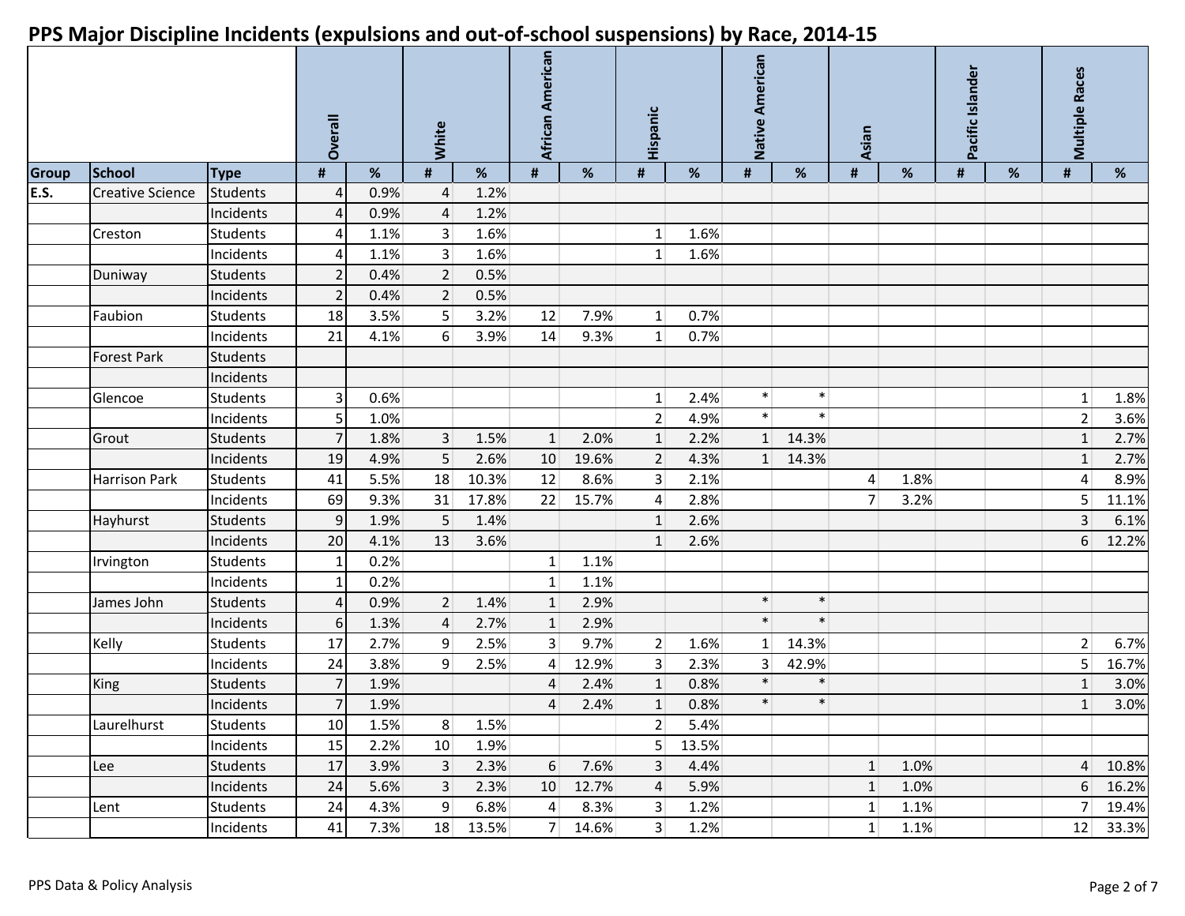# PPS Major Discipline Incidents (expulsions and out-of-school suspensions) by Race, 2014-15

| | | | Overall | | White | | African American | | Hispanic | | Native American | | Asian | | Pacific Islander | | Multiple Races | |
|---|---|---|---|---|---|---|---|---|---|---|---|---|---|---|---|---|---|---|
| **Group** | **School** | **Type** | **#** | **%** | **#** | **%** | **#** | **%** | **#** | **%** | **#** | **%** | **#** | **%** | **#** | **%** | **#** | **%** |
| **E.S.** | Creative Science | Students | 4 | 0.9% | 4 | 1.2% | | | | | | | | | | | | |
| | | Incidents | 4 | 0.9% | 4 | 1.2% | | | | | | | | | | | | |
| | Creston | Students | 4 | 1.1% | 3 | 1.6% | | | 1 | 1.6% | | | | | | | | |
| | | Incidents | 4 | 1.1% | 3 | 1.6% | | | 1 | 1.6% | | | | | | | | |
| | Duniway | Students | 2 | 0.4% | 2 | 0.5% | | | | | | | | | | | | |
| | | Incidents | 2 | 0.4% | 2 | 0.5% | | | | | | | | | | | | |
| | Faubion | Students | 18 | 3.5% | 5 | 3.2% | 12 | 7.9% | 1 | 0.7% | | | | | | | | |
| | | Incidents | 21 | 4.1% | 6 | 3.9% | 14 | 9.3% | 1 | 0.7% | | | | | | | | |
| | Forest Park | Students | | | | | | | | | | | | | | | | |
| | | Incidents | | | | | | | | | | | | | | | | |
| | Glencoe | Students | 3 | 0.6% | | | | | 1 | 2.4% | * | * | | | | | 1 | 1.8% |
| | | Incidents | 5 | 1.0% | | | | | 2 | 4.9% | * | * | | | | | 2 | 3.6% |
| | Grout | Students | 7 | 1.8% | 3 | 1.5% | 1 | 2.0% | 1 | 2.2% | 1 | 14.3% | | | | | 1 | 2.7% |
| | | Incidents | 19 | 4.9% | 5 | 2.6% | 10 | 19.6% | 2 | 4.3% | 1 | 14.3% | | | | | 1 | 2.7% |
| | Harrison Park | Students | 41 | 5.5% | 18 | 10.3% | 12 | 8.6% | 3 | 2.1% | | | 4 | 1.8% | | | 4 | 8.9% |
| | | Incidents | 69 | 9.3% | 31 | 17.8% | 22 | 15.7% | 4 | 2.8% | | | 7 | 3.2% | | | 5 | 11.1% |
| | Hayhurst | Students | 9 | 1.9% | 5 | 1.4% | | | 1 | 2.6% | | | | | | | 3 | 6.1% |
| | | Incidents | 20 | 4.1% | 13 | 3.6% | | | 1 | 2.6% | | | | | | | 6 | 12.2% |
| | Irvington | Students | 1 | 0.2% | | | 1 | 1.1% | | | | | | | | | | |
| | | Incidents | 1 | 0.2% | | | 1 | 1.1% | | | | | | | | | | |
| | James John | Students | 4 | 0.9% | 2 | 1.4% | 1 | 2.9% | | | * | * | | | | | | |
| | | Incidents | 6 | 1.3% | 4 | 2.7% | 1 | 2.9% | | | * | * | | | | | | |
| | Kelly | Students | 17 | 2.7% | 9 | 2.5% | 3 | 9.7% | 2 | 1.6% | 1 | 14.3% | | | | | 2 | 6.7% |
| | | Incidents | 24 | 3.8% | 9 | 2.5% | 4 | 12.9% | 3 | 2.3% | 3 | 42.9% | | | | | 5 | 16.7% |
| | King | Students | 7 | 1.9% | | | 4 | 2.4% | 1 | 0.8% | * | * | | | | | 1 | 3.0% |
| | | Incidents | 7 | 1.9% | | | 4 | 2.4% | 1 | 0.8% | * | * | | | | | 1 | 3.0% |
| | Laurelhurst | Students | 10 | 1.5% | 8 | 1.5% | | | 2 | 5.4% | | | | | | | | |
| | | Incidents | 15 | 2.2% | 10 | 1.9% | | | 5 | 13.5% | | | | | | | | |
| | Lee | Students | 17 | 3.9% | 3 | 2.3% | 6 | 7.6% | 3 | 4.4% | | | 1 | 1.0% | | | 4 | 10.8% |
| | | Incidents | 24 | 5.6% | 3 | 2.3% | 10 | 12.7% | 4 | 5.9% | | | 1 | 1.0% | | | 6 | 16.2% |
| | Lent | Students | 24 | 4.3% | 9 | 6.8% | 4 | 8.3% | 3 | 1.2% | | | 1 | 1.1% | | | 7 | 19.4% |
| | | Incidents | 41 | 7.3% | 18 | 13.5% | 7 | 14.6% | 3 | 1.2% | | | 1 | 1.1% | | | 12 | 33.3% |

PPS Data & Policy Analysis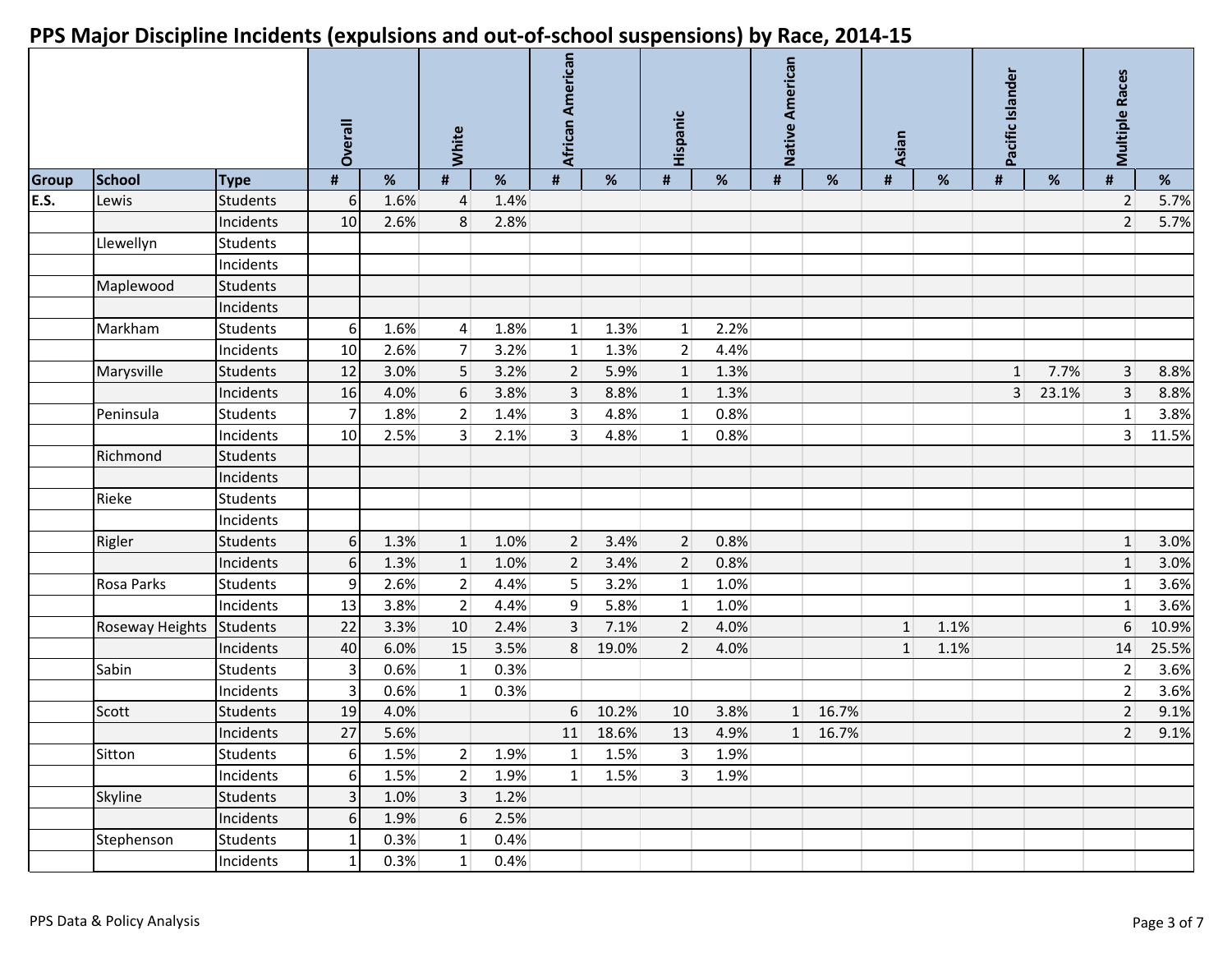# PPS Major Discipline Incidents (expulsions and out-of-school suspensions) by Race, 2014-15

| | | | Overall | | White | | African American | | Hispanic | | Native American | | Asian | | Pacific Islander | | Multiple Races | |
|---|---|---|---|---|---|---|---|---|---|---|---|---|---|---|---|---|---|---|
| Group | School | Type | # | % | # | % | # | % | # | % | # | % | # | % | # | % | # | % |
| E.S. | Lewis | Students | 6 | 1.6% | 4 | 1.4% | | | | | | | | | | | 2 | 5.7% |
| | | Incidents | 10 | 2.6% | 8 | 2.8% | | | | | | | | | | | 2 | 5.7% |
| | Llewellyn | Students | | | | | | | | | | | | | | | | |
| | | Incidents | | | | | | | | | | | | | | | | |
| | Maplewood | Students | | | | | | | | | | | | | | | | |
| | | Incidents | | | | | | | | | | | | | | | | |
| | Markham | Students | 6 | 1.6% | 4 | 1.8% | 1 | 1.3% | 1 | 2.2% | | | | | | | | |
| | | Incidents | 10 | 2.6% | 7 | 3.2% | 1 | 1.3% | 2 | 4.4% | | | | | | | | |
| | Marysville | Students | 12 | 3.0% | 5 | 3.2% | 2 | 5.9% | 1 | 1.3% | | | | | 1 | 7.7% | 3 | 8.8% |
| | | Incidents | 16 | 4.0% | 6 | 3.8% | 3 | 8.8% | 1 | 1.3% | | | | | 3 | 23.1% | 3 | 8.8% |
| | Peninsula | Students | 7 | 1.8% | 2 | 1.4% | 3 | 4.8% | 1 | 0.8% | | | | | | | 1 | 3.8% |
| | | Incidents | 10 | 2.5% | 3 | 2.1% | 3 | 4.8% | 1 | 0.8% | | | | | | | 3 | 11.5% |
| | Richmond | Students | | | | | | | | | | | | | | | | |
| | | Incidents | | | | | | | | | | | | | | | | |
| | Rieke | Students | | | | | | | | | | | | | | | | |
| | | Incidents | | | | | | | | | | | | | | | | |
| | Rigler | Students | 6 | 1.3% | 1 | 1.0% | 2 | 3.4% | 2 | 0.8% | | | | | | | 1 | 3.0% |
| | | Incidents | 6 | 1.3% | 1 | 1.0% | 2 | 3.4% | 2 | 0.8% | | | | | | | 1 | 3.0% |
| | Rosa Parks | Students | 9 | 2.6% | 2 | 4.4% | 5 | 3.2% | 1 | 1.0% | | | | | | | 1 | 3.6% |
| | | Incidents | 13 | 3.8% | 2 | 4.4% | 9 | 5.8% | 1 | 1.0% | | | | | | | 1 | 3.6% |
| | Roseway Heights | Students | 22 | 3.3% | 10 | 2.4% | 3 | 7.1% | 2 | 4.0% | | | 1 | 1.1% | | | 6 | 10.9% |
| | | Incidents | 40 | 6.0% | 15 | 3.5% | 8 | 19.0% | 2 | 4.0% | | | 1 | 1.1% | | | 14 | 25.5% |
| | Sabin | Students | 3 | 0.6% | 1 | 0.3% | | | | | | | | | | | 2 | 3.6% |
| | | Incidents | 3 | 0.6% | 1 | 0.3% | | | | | | | | | | | 2 | 3.6% |
| | Scott | Students | 19 | 4.0% | | | 6 | 10.2% | 10 | 3.8% | 1 | 16.7% | | | | | 2 | 9.1% |
| | | Incidents | 27 | 5.6% | | | 11 | 18.6% | 13 | 4.9% | 1 | 16.7% | | | | | 2 | 9.1% |
| | Sitton | Students | 6 | 1.5% | 2 | 1.9% | 1 | 1.5% | 3 | 1.9% | | | | | | | | |
| | | Incidents | 6 | 1.5% | 2 | 1.9% | 1 | 1.5% | 3 | 1.9% | | | | | | | | |
| | Skyline | Students | 3 | 1.0% | 3 | 1.2% | | | | | | | | | | | | |
| | | Incidents | 6 | 1.9% | 6 | 2.5% | | | | | | | | | | | | |
| | Stephenson | Students | 1 | 0.3% | 1 | 0.4% | | | | | | | | | | | | |
| | | Incidents | 1 | 0.3% | 1 | 0.4% | | | | | | | | | | | | |

PPS Data & Policy Analysis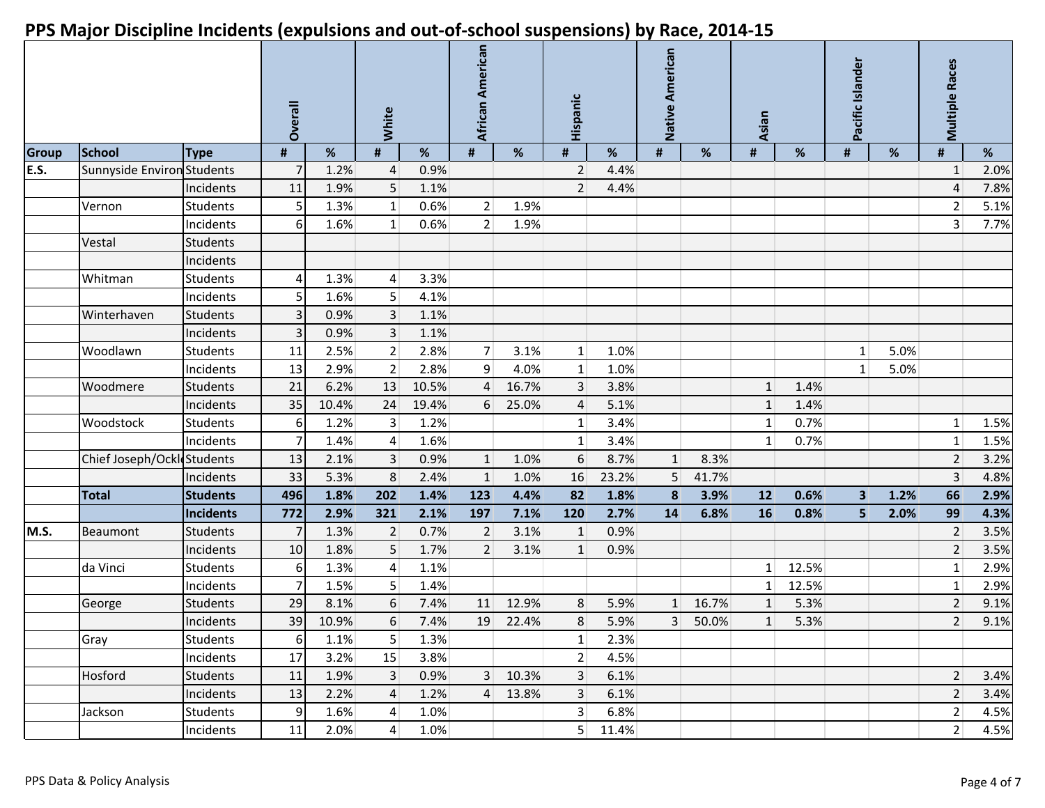# PPS Major Discipline Incidents (expulsions and out-of-school suspensions) by Race, 2014-15

| | | | Overall | | White | | African American | | Hispanic | | Native American | | Asian | | Pacific Islander | | Multiple Races | |
|---|---|---|---|---|---|---|---|---|---|---|---|---|---|---|---|---|---|---|
| **Group** | **School** | **Type** | **#** | **%** | **#** | **%** | **#** | **%** | **#** | **%** | **#** | **%** | **#** | **%** | **#** | **%** | **#** | **%** |
| **E.S.** | Sunnyside Environ | Students | 7 | 1.2% | 4 | 0.9% | | | 2 | 4.4% | | | | | | | 1 | 2.0% |
| | | Incidents | 11 | 1.9% | 5 | 1.1% | | | 2 | 4.4% | | | | | | | 4 | 7.8% |
| | Vernon | Students | 5 | 1.3% | 1 | 0.6% | 2 | 1.9% | | | | | | | | | 2 | 5.1% |
| | | Incidents | 6 | 1.6% | 1 | 0.6% | 2 | 1.9% | | | | | | | | | 3 | 7.7% |
| | Vestal | Students | | | | | | | | | | | | | | | | |
| | | Incidents | | | | | | | | | | | | | | | | |
| | Whitman | Students | 4 | 1.3% | 4 | 3.3% | | | | | | | | | | | | |
| | | Incidents | 5 | 1.6% | 5 | 4.1% | | | | | | | | | | | | |
| | Winterhaven | Students | 3 | 0.9% | 3 | 1.1% | | | | | | | | | | | | |
| | | Incidents | 3 | 0.9% | 3 | 1.1% | | | | | | | | | | | | |
| | Woodlawn | Students | 11 | 2.5% | 2 | 2.8% | 7 | 3.1% | 1 | 1.0% | | | | | 1 | 5.0% | | |
| | | Incidents | 13 | 2.9% | 2 | 2.8% | 9 | 4.0% | 1 | 1.0% | | | | | 1 | 5.0% | | |
| | Woodmere | Students | 21 | 6.2% | 13 | 10.5% | 4 | 16.7% | 3 | 3.8% | | | 1 | 1.4% | | | | |
| | | Incidents | 35 | 10.4% | 24 | 19.4% | 6 | 25.0% | 4 | 5.1% | | | 1 | 1.4% | | | | |
| | Woodstock | Students | 6 | 1.2% | 3 | 1.2% | | | 1 | 3.4% | | | 1 | 0.7% | | | 1 | 1.5% |
| | | Incidents | 7 | 1.4% | 4 | 1.6% | | | 1 | 3.4% | | | 1 | 0.7% | | | 1 | 1.5% |
| | Chief Joseph/Ockl | Students | 13 | 2.1% | 3 | 0.9% | 1 | 1.0% | 6 | 8.7% | 1 | 8.3% | | | | | 2 | 3.2% |
| | | Incidents | 33 | 5.3% | 8 | 2.4% | 1 | 1.0% | 16 | 23.2% | 5 | 41.7% | | | | | 3 | 4.8% |
| | **Total** | **Students** | **496** | **1.8%** | **202** | **1.4%** | **123** | **4.4%** | **82** | **1.8%** | **8** | **3.9%** | **12** | **0.6%** | **3** | **1.2%** | **66** | **2.9%** |
| | | **Incidents** | **772** | **2.9%** | **321** | **2.1%** | **197** | **7.1%** | **120** | **2.7%** | **14** | **6.8%** | **16** | **0.8%** | **5** | **2.0%** | **99** | **4.3%** |
| **M.S.** | Beaumont | Students | 7 | 1.3% | 2 | 0.7% | 2 | 3.1% | 1 | 0.9% | | | | | | | 2 | 3.5% |
| | | Incidents | 10 | 1.8% | 5 | 1.7% | 2 | 3.1% | 1 | 0.9% | | | | | | | 2 | 3.5% |
| | da Vinci | Students | 6 | 1.3% | 4 | 1.1% | | | | | | | 1 | 12.5% | | | 1 | 2.9% |
| | | Incidents | 7 | 1.5% | 5 | 1.4% | | | | | | | 1 | 12.5% | | | 1 | 2.9% |
| | George | Students | 29 | 8.1% | 6 | 7.4% | 11 | 12.9% | 8 | 5.9% | 1 | 16.7% | 1 | 5.3% | | | 2 | 9.1% |
| | | Incidents | 39 | 10.9% | 6 | 7.4% | 19 | 22.4% | 8 | 5.9% | 3 | 50.0% | 1 | 5.3% | | | 2 | 9.1% |
| | Gray | Students | 6 | 1.1% | 5 | 1.3% | | | 1 | 2.3% | | | | | | | | |
| | | Incidents | 17 | 3.2% | 15 | 3.8% | | | 2 | 4.5% | | | | | | | | |
| | Hosford | Students | 11 | 1.9% | 3 | 0.9% | 3 | 10.3% | 3 | 6.1% | | | | | | | 2 | 3.4% |
| | | Incidents | 13 | 2.2% | 4 | 1.2% | 4 | 13.8% | 3 | 6.1% | | | | | | | 2 | 3.4% |
| | Jackson | Students | 9 | 1.6% | 4 | 1.0% | | | 3 | 6.8% | | | | | | | 2 | 4.5% |
| | | Incidents | 11 | 2.0% | 4 | 1.0% | | | 5 | 11.4% | | | | | | | 2 | 4.5% |

PPS Data & Policy Analysis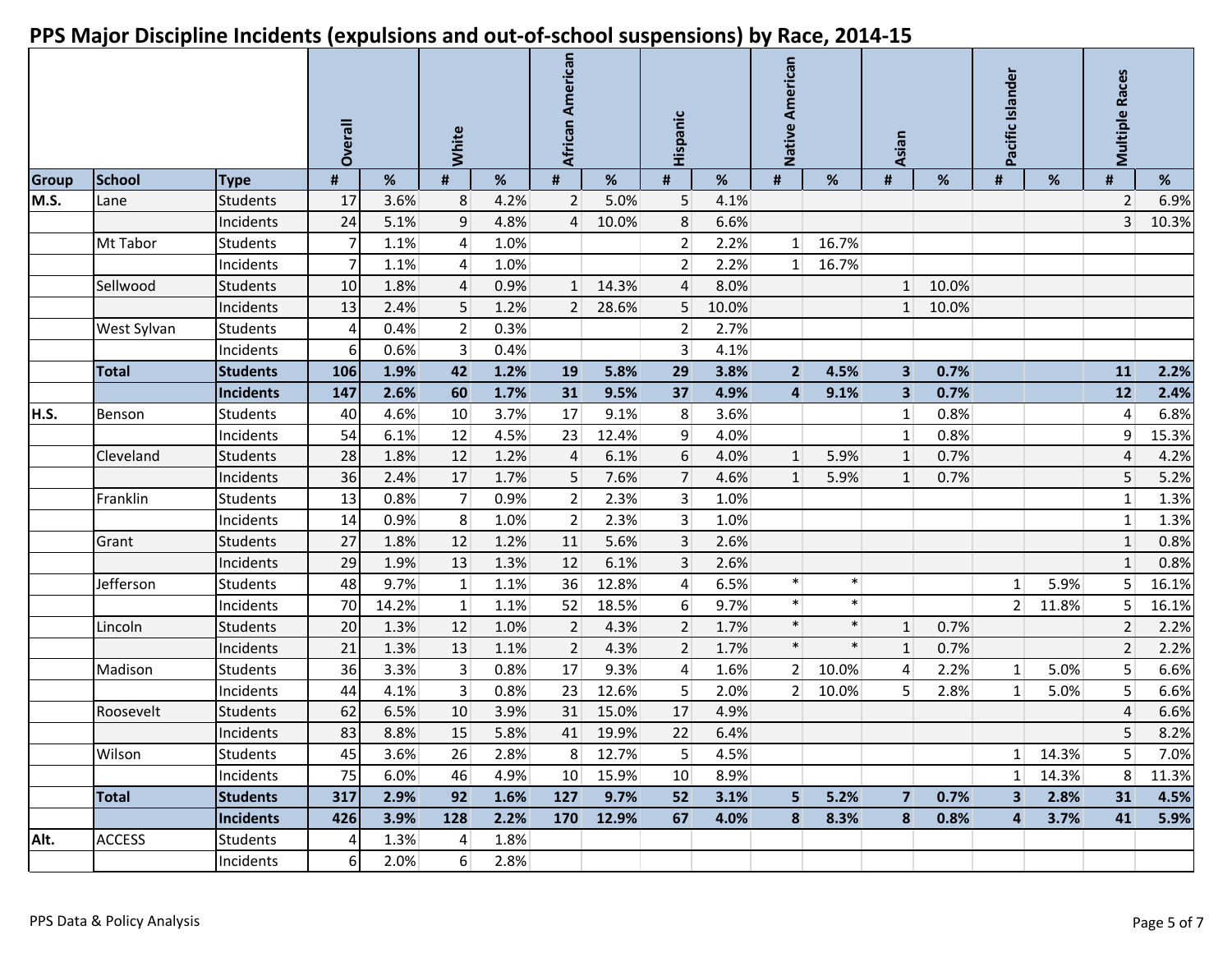# PPS Major Discipline Incidents (expulsions and out-of-school suspensions) by Race, 2014-15

| | | | Overall | | White | | African American | | Hispanic | | Native American | | Asian | | Pacific Islander | | Multiple Races | |
|---|---|---|---|---|---|---|---|---|---|---|---|---|---|---|---|---|---|---|
| **Group** | **School** | **Type** | **#** | **%** | **#** | **%** | **#** | **%** | **#** | **%** | **#** | **%** | **#** | **%** | **#** | **%** | **#** | **%** |
| **M.S.** | Lane | Students | 17 | 3.6% | 8 | 4.2% | 2 | 5.0% | 5 | 4.1% | | | | | | | 2 | 6.9% |
| | | Incidents | 24 | 5.1% | 9 | 4.8% | 4 | 10.0% | 8 | 6.6% | | | | | | | 3 | 10.3% |
| | Mt Tabor | Students | 7 | 1.1% | 4 | 1.0% | | | 2 | 2.2% | 1 | 16.7% | | | | | | |
| | | Incidents | 7 | 1.1% | 4 | 1.0% | | | 2 | 2.2% | 1 | 16.7% | | | | | | |
| | Sellwood | Students | 10 | 1.8% | 4 | 0.9% | 1 | 14.3% | 4 | 8.0% | | | 1 | 10.0% | | | | |
| | | Incidents | 13 | 2.4% | 5 | 1.2% | 2 | 28.6% | 5 | 10.0% | | | 1 | 10.0% | | | | |
| | West Sylvan | Students | 4 | 0.4% | 2 | 0.3% | | | 2 | 2.7% | | | | | | | | |
| | | Incidents | 6 | 0.6% | 3 | 0.4% | | | 3 | 4.1% | | | | | | | | |
| | **Total** | **Students** | **106** | **1.9%** | **42** | **1.2%** | **19** | **5.8%** | **29** | **3.8%** | **2** | **4.5%** | **3** | **0.7%** | | | **11** | **2.2%** |
| | | **Incidents** | **147** | **2.6%** | **60** | **1.7%** | **31** | **9.5%** | **37** | **4.9%** | **4** | **9.1%** | **3** | **0.7%** | | | **12** | **2.4%** |
| **H.S.** | Benson | Students | 40 | 4.6% | 10 | 3.7% | 17 | 9.1% | 8 | 3.6% | | | 1 | 0.8% | | | 4 | 6.8% |
| | | Incidents | 54 | 6.1% | 12 | 4.5% | 23 | 12.4% | 9 | 4.0% | | | 1 | 0.8% | | | 9 | 15.3% |
| | Cleveland | Students | 28 | 1.8% | 12 | 1.2% | 4 | 6.1% | 6 | 4.0% | 1 | 5.9% | 1 | 0.7% | | | 4 | 4.2% |
| | | Incidents | 36 | 2.4% | 17 | 1.7% | 5 | 7.6% | 7 | 4.6% | 1 | 5.9% | 1 | 0.7% | | | 5 | 5.2% |
| | Franklin | Students | 13 | 0.8% | 7 | 0.9% | 2 | 2.3% | 3 | 1.0% | | | | | | | 1 | 1.3% |
| | | Incidents | 14 | 0.9% | 8 | 1.0% | 2 | 2.3% | 3 | 1.0% | | | | | | | 1 | 1.3% |
| | Grant | Students | 27 | 1.8% | 12 | 1.2% | 11 | 5.6% | 3 | 2.6% | | | | | | | 1 | 0.8% |
| | | Incidents | 29 | 1.9% | 13 | 1.3% | 12 | 6.1% | 3 | 2.6% | | | | | | | 1 | 0.8% |
| | Jefferson | Students | 48 | 9.7% | 1 | 1.1% | 36 | 12.8% | 4 | 6.5% | * | * | | | 1 | 5.9% | 5 | 16.1% |
| | | Incidents | 70 | 14.2% | 1 | 1.1% | 52 | 18.5% | 6 | 9.7% | * | * | | | 2 | 11.8% | 5 | 16.1% |
| | Lincoln | Students | 20 | 1.3% | 12 | 1.0% | 2 | 4.3% | 2 | 1.7% | * | * | 1 | 0.7% | | | 2 | 2.2% |
| | | Incidents | 21 | 1.3% | 13 | 1.1% | 2 | 4.3% | 2 | 1.7% | * | * | 1 | 0.7% | | | 2 | 2.2% |
| | Madison | Students | 36 | 3.3% | 3 | 0.8% | 17 | 9.3% | 4 | 1.6% | 2 | 10.0% | 4 | 2.2% | 1 | 5.0% | 5 | 6.6% |
| | | Incidents | 44 | 4.1% | 3 | 0.8% | 23 | 12.6% | 5 | 2.0% | 2 | 10.0% | 5 | 2.8% | 1 | 5.0% | 5 | 6.6% |
| | Roosevelt | Students | 62 | 6.5% | 10 | 3.9% | 31 | 15.0% | 17 | 4.9% | | | | | | | 4 | 6.6% |
| | | Incidents | 83 | 8.8% | 15 | 5.8% | 41 | 19.9% | 22 | 6.4% | | | | | | | 5 | 8.2% |
| | Wilson | Students | 45 | 3.6% | 26 | 2.8% | 8 | 12.7% | 5 | 4.5% | | | | | 1 | 14.3% | 5 | 7.0% |
| | | Incidents | 75 | 6.0% | 46 | 4.9% | 10 | 15.9% | 10 | 8.9% | | | | | 1 | 14.3% | 8 | 11.3% |
| | **Total** | **Students** | **317** | **2.9%** | **92** | **1.6%** | **127** | **9.7%** | **52** | **3.1%** | **5** | **5.2%** | **7** | **0.7%** | **3** | **2.8%** | **31** | **4.5%** |
| | | **Incidents** | **426** | **3.9%** | **128** | **2.2%** | **170** | **12.9%** | **67** | **4.0%** | **8** | **8.3%** | **8** | **0.8%** | **4** | **3.7%** | **41** | **5.9%** |
| **Alt.** | ACCESS | Students | 4 | 1.3% | 4 | 1.8% | | | | | | | | | | | | |
| | | Incidents | 6 | 2.0% | 6 | 2.8% | | | | | | | | | | | | |

PPS Data & Policy Analysis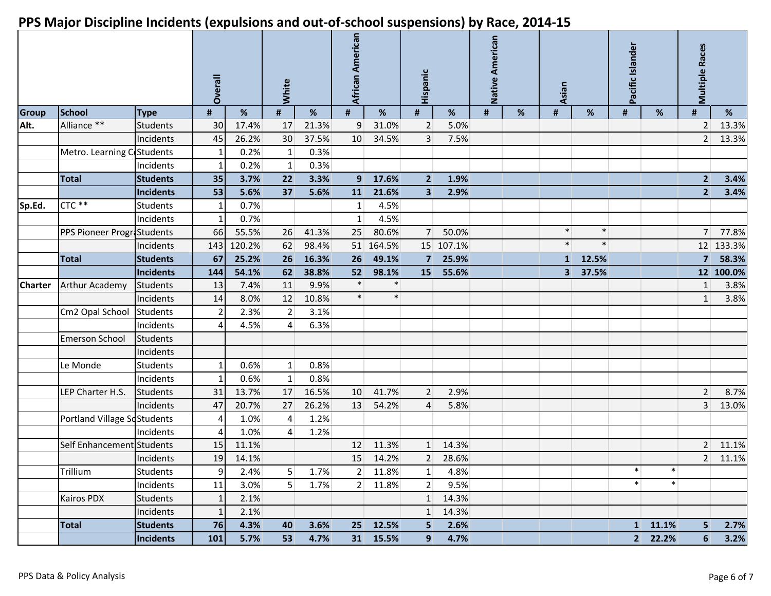# PPS Major Discipline Incidents (expulsions and out-of-school suspensions) by Race, 2014-15

| | | | Overall | | White | | African American | | Hispanic | | Native American | | Asian | | Pacific Islander | | Multiple Races | |
|---|---|---|---|---|---|---|---|---|---|---|---|---|---|---|---|---|---|---|
| **Group** | **School** | **Type** | **#** | **%** | **#** | **%** | **#** | **%** | **#** | **%** | **#** | **%** | **#** | **%** | **#** | **%** | **#** | **%** |
| **Alt.** | Alliance ** | Students | 30 | 17.4% | 17 | 21.3% | 9 | 31.0% | 2 | 5.0% | | | | | | | 2 | 13.3% |
| | | Incidents | 45 | 26.2% | 30 | 37.5% | 10 | 34.5% | 3 | 7.5% | | | | | | | 2 | 13.3% |
| | Metro. Learning C | Students | 1 | 0.2% | 1 | 0.3% | | | | | | | | | | | | |
| | | Incidents | 1 | 0.2% | 1 | 0.3% | | | | | | | | | | | | |
| | **Total** | **Students** | **35** | **3.7%** | **22** | **3.3%** | **9** | **17.6%** | **2** | **1.9%** | | | | | | | **2** | **3.4%** |
| | | **Incidents** | **53** | **5.6%** | **37** | **5.6%** | **11** | **21.6%** | **3** | **2.9%** | | | | | | | **2** | **3.4%** |
| **Sp.Ed.** | CTC ** | Students | 1 | 0.7% | | | 1 | 4.5% | | | | | | | | | | |
| | | Incidents | 1 | 0.7% | | | 1 | 4.5% | | | | | | | | | | |
| | PPS Pioneer Progr | Students | 66 | 55.5% | 26 | 41.3% | 25 | 80.6% | 7 | 50.0% | | | * | * | | | 7 | 77.8% |
| | | Incidents | 143 | 120.2% | 62 | 98.4% | 51 | 164.5% | 15 | 107.1% | | | * | * | | | 12 | 133.3% |
| | **Total** | **Students** | **67** | **25.2%** | **26** | **16.3%** | **26** | **49.1%** | **7** | **25.9%** | | | **1** | **12.5%** | | | **7** | **58.3%** |
| | | **Incidents** | **144** | **54.1%** | **62** | **38.8%** | **52** | **98.1%** | **15** | **55.6%** | | | **3** | **37.5%** | | | **12** | **100.0%** |
| **Charter** | Arthur Academy | Students | 13 | 7.4% | 11 | 9.9% | * | * | | | | | | | | | 1 | 3.8% |
| | | Incidents | 14 | 8.0% | 12 | 10.8% | * | * | | | | | | | | | 1 | 3.8% |
| | Cm2 Opal School | Students | 2 | 2.3% | 2 | 3.1% | | | | | | | | | | | | |
| | | Incidents | 4 | 4.5% | 4 | 6.3% | | | | | | | | | | | | |
| | Emerson School | Students | | | | | | | | | | | | | | | | |
| | | Incidents | | | | | | | | | | | | | | | | |
| | Le Monde | Students | 1 | 0.6% | 1 | 0.8% | | | | | | | | | | | | |
| | | Incidents | 1 | 0.6% | 1 | 0.8% | | | | | | | | | | | | |
| | LEP Charter H.S. | Students | 31 | 13.7% | 17 | 16.5% | 10 | 41.7% | 2 | 2.9% | | | | | | | 2 | 8.7% |
| | | Incidents | 47 | 20.7% | 27 | 26.2% | 13 | 54.2% | 4 | 5.8% | | | | | | | 3 | 13.0% |
| | Portland Village Sc | Students | 4 | 1.0% | 4 | 1.2% | | | | | | | | | | | | |
| | | Incidents | 4 | 1.0% | 4 | 1.2% | | | | | | | | | | | | |
| | Self Enhancement | Students | 15 | 11.1% | | | 12 | 11.3% | 1 | 14.3% | | | | | | | 2 | 11.1% |
| | | Incidents | 19 | 14.1% | | | 15 | 14.2% | 2 | 28.6% | | | | | | | 2 | 11.1% |
| | Trillium | Students | 9 | 2.4% | 5 | 1.7% | 2 | 11.8% | 1 | 4.8% | | | | | * | * | | |
| | | Incidents | 11 | 3.0% | 5 | 1.7% | 2 | 11.8% | 2 | 9.5% | | | | | * | * | | |
| | Kairos PDX | Students | 1 | 2.1% | | | | | 1 | 14.3% | | | | | | | | |
| | | Incidents | 1 | 2.1% | | | | | 1 | 14.3% | | | | | | | | |
| | **Total** | **Students** | **76** | **4.3%** | **40** | **3.6%** | **25** | **12.5%** | **5** | **2.6%** | | | | | **1** | **11.1%** | **5** | **2.7%** |
| | | **Incidents** | **101** | **5.7%** | **53** | **4.7%** | **31** | **15.5%** | **9** | **4.7%** | | | | | **2** | **22.2%** | **6** | **3.2%** |

PPS Data & Policy Analysis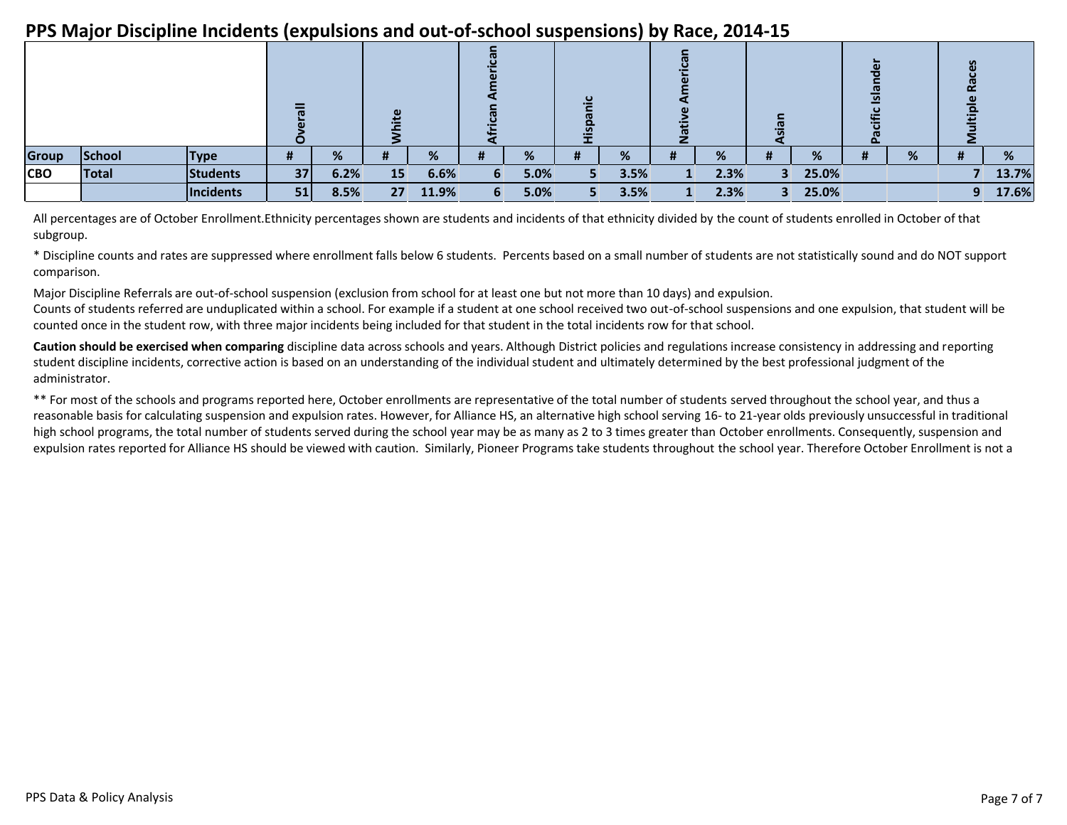## PPS Major Discipline Incidents (expulsions and out-of-school suspensions) by Race, 2014-15

| | | | Overall | | White | | African American | | Hispanic | | Native American | | Asian | | Pacific Islander | | Multiple Races | |
|---|---|---|---|---|---|---|---|---|---|---|---|---|---|---|---|---|---|---|
| Group | School | Type | # | % | # | % | # | % | # | % | # | % | # | % | # | % | # | % |
| CBO | Total | Students | 37 | 6.2% | 15 | 6.6% | 6 | 5.0% | 5 | 3.5% | 1 | 2.3% | 3 | 25.0% | | | 7 | 13.7% |
| | | Incidents | 51 | 8.5% | 27 | 11.9% | 6 | 5.0% | 5 | 3.5% | 1 | 2.3% | 3 | 25.0% | | | 9 | 17.6% |

All percentages are of October Enrollment.Ethnicity percentages shown are students and incidents of that ethnicity divided by the count of students enrolled in October of that subgroup.

* Discipline counts and rates are suppressed where enrollment falls below 6 students. Percents based on a small number of students are not statistically sound and do NOT support comparison.

Major Discipline Referrals are out-of-school suspension (exclusion from school for at least one but not more than 10 days) and expulsion.
Counts of students referred are unduplicated within a school. For example if a student at one school received two out-of-school suspensions and one expulsion, that student will be counted once in the student row, with three major incidents being included for that student in the total incidents row for that school.

**Caution should be exercised when comparing** discipline data across schools and years. Although District policies and regulations increase consistency in addressing and reporting student discipline incidents, corrective action is based on an understanding of the individual student and ultimately determined by the best professional judgment of the administrator.

** For most of the schools and programs reported here, October enrollments are representative of the total number of students served throughout the school year, and thus a reasonable basis for calculating suspension and expulsion rates. However, for Alliance HS, an alternative high school serving 16- to 21-year olds previously unsuccessful in traditional high school programs, the total number of students served during the school year may be as many as 2 to 3 times greater than October enrollments. Consequently, suspension and expulsion rates reported for Alliance HS should be viewed with caution. Similarly, Pioneer Programs take students throughout the school year. Therefore October Enrollment is not a